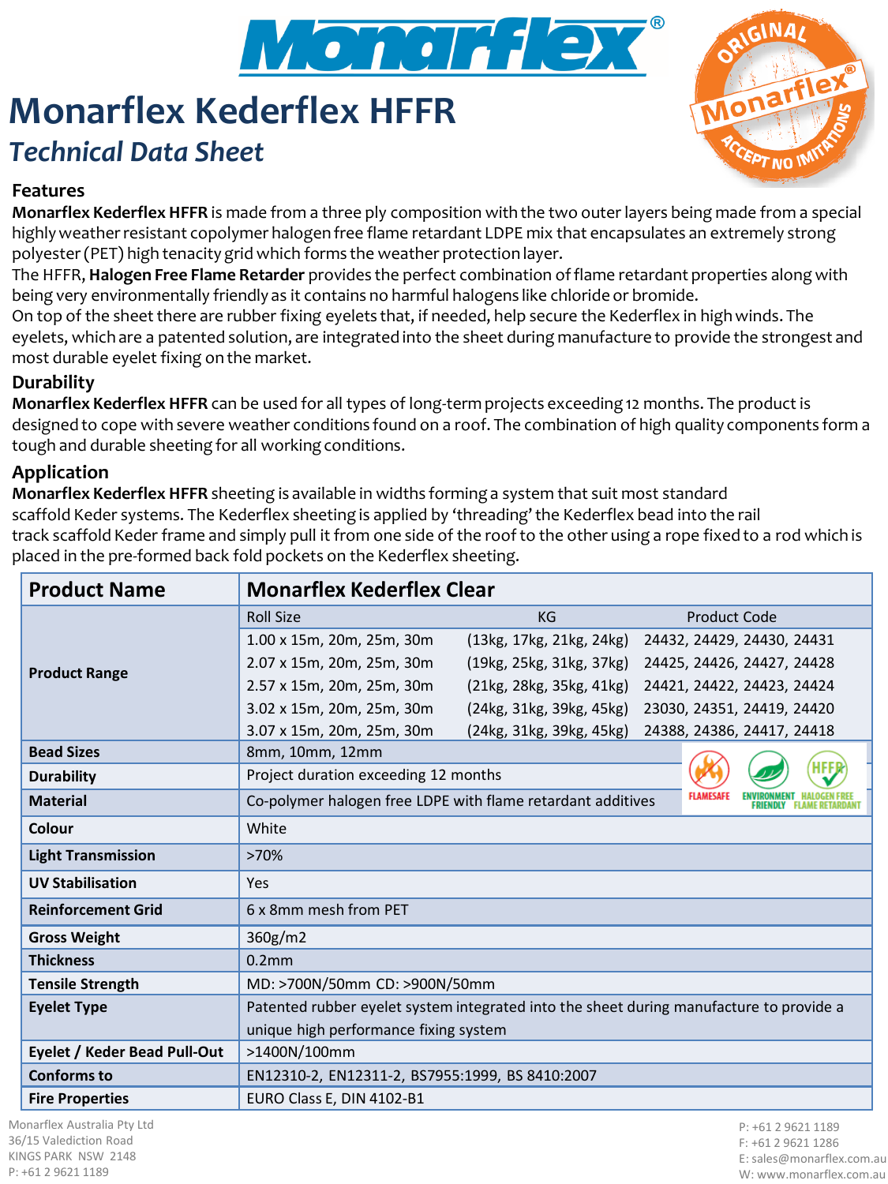# Monarflex Kederflex HFFR

## *Technical Data Sheet*

### Features

**Monarflex Kederflex HFFR** is made from a three ply composition with the two outer layers being made from a special highly weather resistant copolymer halogen free flame retardant LDPE mix that encapsulates an extremely strong polyester (PET) high tenacity grid which forms the weather protection layer.

The HFFR, **Halogen Free Flame Retarder** provides the perfect combination of flame retardant properties along with being very environmentally friendly as it contains no harmful halogens like chloride or bromide.

On top of the sheet there are rubber fixing eyelets that, if needed, help secure the Kederflex in high winds. The eyelets, which are a patented solution, are integrated into the sheet during manufacture to provide the strongest and most durable eyelet fixing on the market.

### Durability

**Monarflex Kederflex HFFR** can be used for all types of long-term projects exceeding 12 months. The product is designed to cope with severe weather conditions found on a roof. The combination of high quality components form a tough and durable sheeting for all working conditions.

### Application

**Monarflex Kederflex HFFR** sheeting is available in widths forming a system that suit most standard scaffold Keder systems. The Kederflex sheeting is applied by 'threading' the Kederflex bead into the rail track scaffold Keder frame and simply pull it from one side of the roof to the other using a rope fixed to a rod which is placed in the pre-formed back fold pockets on the Kederflex sheeting.

| **Product Name** | **Monarflex Kederflex Clear** | | |
|---|---|---|---|
| **Product Range** | Roll Size | KG | Product Code |
| | 1.00 x 15m, 20m, 25m, 30m | (13kg, 17kg, 21kg, 24kg) | 24432, 24429, 24430, 24431 |
| | 2.07 x 15m, 20m, 25m, 30m | (19kg, 25kg, 31kg, 37kg) | 24425, 24426, 24427, 24428 |
| | 2.57 x 15m, 20m, 25m, 30m | (21kg, 28kg, 35kg, 41kg) | 24421, 24422, 24423, 24424 |
| | 3.02 x 15m, 20m, 25m, 30m | (24kg, 31kg, 39kg, 45kg) | 23030, 24351, 24419, 24420 |
| | 3.07 x 15m, 20m, 25m, 30m | (24kg, 31kg, 39kg, 45kg) | 24388, 24386, 24417, 24418 |
| **Bead Sizes** | 8mm, 10mm, 12mm | | |
| **Durability** | Project duration exceeding 12 months | | |
| **Material** | Co-polymer halogen free LDPE with flame retardant additives | | |
| **Colour** | White | | |
| **Light Transmission** | >70% | | |
| **UV Stabilisation** | Yes | | |
| **Reinforcement Grid** | 6 x 8mm mesh from PET | | |
| **Gross Weight** | 360g/m2 | | |
| **Thickness** | 0.2mm | | |
| **Tensile Strength** | MD: >700N/50mm CD: >900N/50mm | | |
| **Eyelet Type** | Patented rubber eyelet system integrated into the sheet during manufacture to provide a unique high performance fixing system | | |
| **Eyelet / Keder Bead Pull-Out** | >1400N/100mm | | |
| **Conforms to** | EN12310-2, EN12311-2, BS7955:1999, BS 8410:2007 | | |
| **Fire Properties** | EURO Class E, DIN 4102-B1 | | |

FLAMESAFE · ENVIRONMENT FRIENDLY · HALOGEN FREE FLAME RETARDANT

Monarflex Australia Pty Ltd
36/15 Valediction Road
KINGS PARK NSW 2148
P: +61 2 9621 1189

P: +61 2 9621 1189
F: +61 2 9621 1286
E: sales@monarflex.com.au
W: www.monarflex.com.au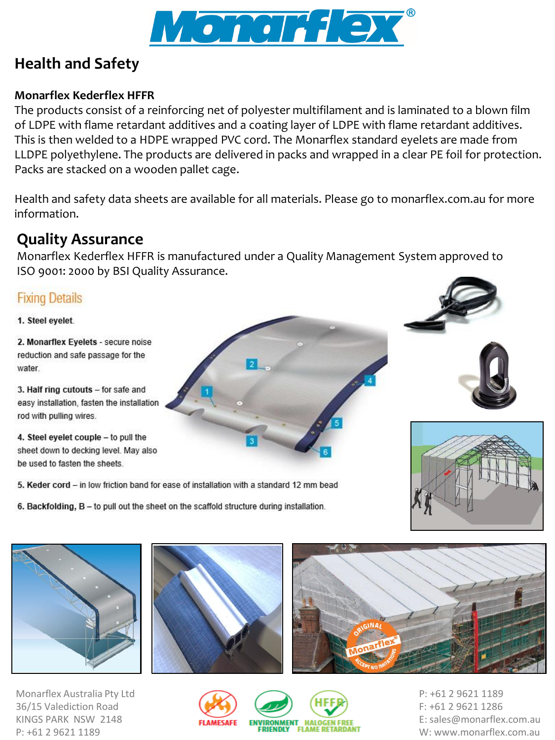# Monarflex

## Health and Safety

**Monarflex Kederflex HFFR**

The products consist of a reinforcing net of polyester multifilament and is laminated to a blown film of LDPE with flame retardant additives and a coating layer of LDPE with flame retardant additives. This is then welded to a HDPE wrapped PVC cord. The Monarflex standard eyelets are made from LLDPE polyethylene. The products are delivered in packs and wrapped in a clear PE foil for protection. Packs are stacked on a wooden pallet cage.

Health and safety data sheets are available for all materials. Please go to monarflex.com.au for more information.

## Quality Assurance

Monarflex Kederflex HFFR is manufactured under a Quality Management System approved to ISO 9001: 2000 by BSI Quality Assurance.

### Fixing Details

1. **Steel eyelet**.
2. **Monarflex Eyelets** - secure noise reduction and safe passage for the water.
3. **Half ring cutouts** – for safe and easy installation, fasten the installation rod with pulling wires.
4. **Steel eyelet couple** – to pull the sheet down to decking level. May also be used to fasten the sheets.
5. **Keder cord** – in low friction band for ease of installation with a standard 12 mm bead
6. **Backfolding, B** – to pull out the sheet on the scaffold structure during installation.

ORIGINAL Monarflex ACCEPT NO IMITATIONS

Monarflex Australia Pty Ltd
36/15 Valediction Road
KINGS PARK NSW 2148
P: +61 2 9621 1189

FLAMESAFE | ENVIRONMENT FRIENDLY | HALOGEN FREE FLAME RETARDANT

P: +61 2 9621 1189
F: +61 2 9621 1286
E: sales@monarflex.com.au
W: www.monarflex.com.au